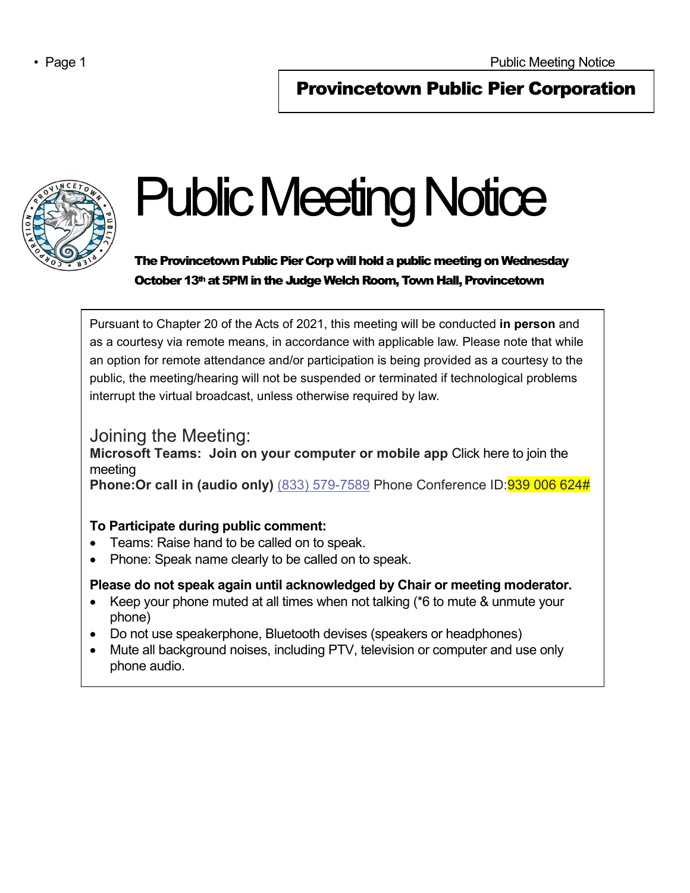## Provincetown Public Pier Corporation

# Public Meeting Notice

**The Provincetown Public Pier Corp will hold a public meeting on Wednesday October 13th at 5PM in the Judge Welch Room, Town Hall, Provincetown**

Pursuant to Chapter 20 of the Acts of 2021, this meeting will be conducted **in person** and as a courtesy via remote means, in accordance with applicable law. Please note that while an option for remote attendance and/or participation is being provided as a courtesy to the public, the meeting/hearing will not be suspended or terminated if technological problems interrupt the virtual broadcast, unless otherwise required by law.

## Joining the Meeting:

**Microsoft Teams: Join on your computer or mobile app** Click here to join the meeting

**Phone:Or call in (audio only)** (833) 579-7589 Phone Conference ID:939 006 624#

**To Participate during public comment:**

- Teams: Raise hand to be called on to speak.
- Phone: Speak name clearly to be called on to speak.

**Please do not speak again until acknowledged by Chair or meeting moderator.**

- Keep your phone muted at all times when not talking (*6 to mute & unmute your phone)
- Do not use speakerphone, Bluetooth devises (speakers or headphones)
- Mute all background noises, including PTV, television or computer and use only phone audio.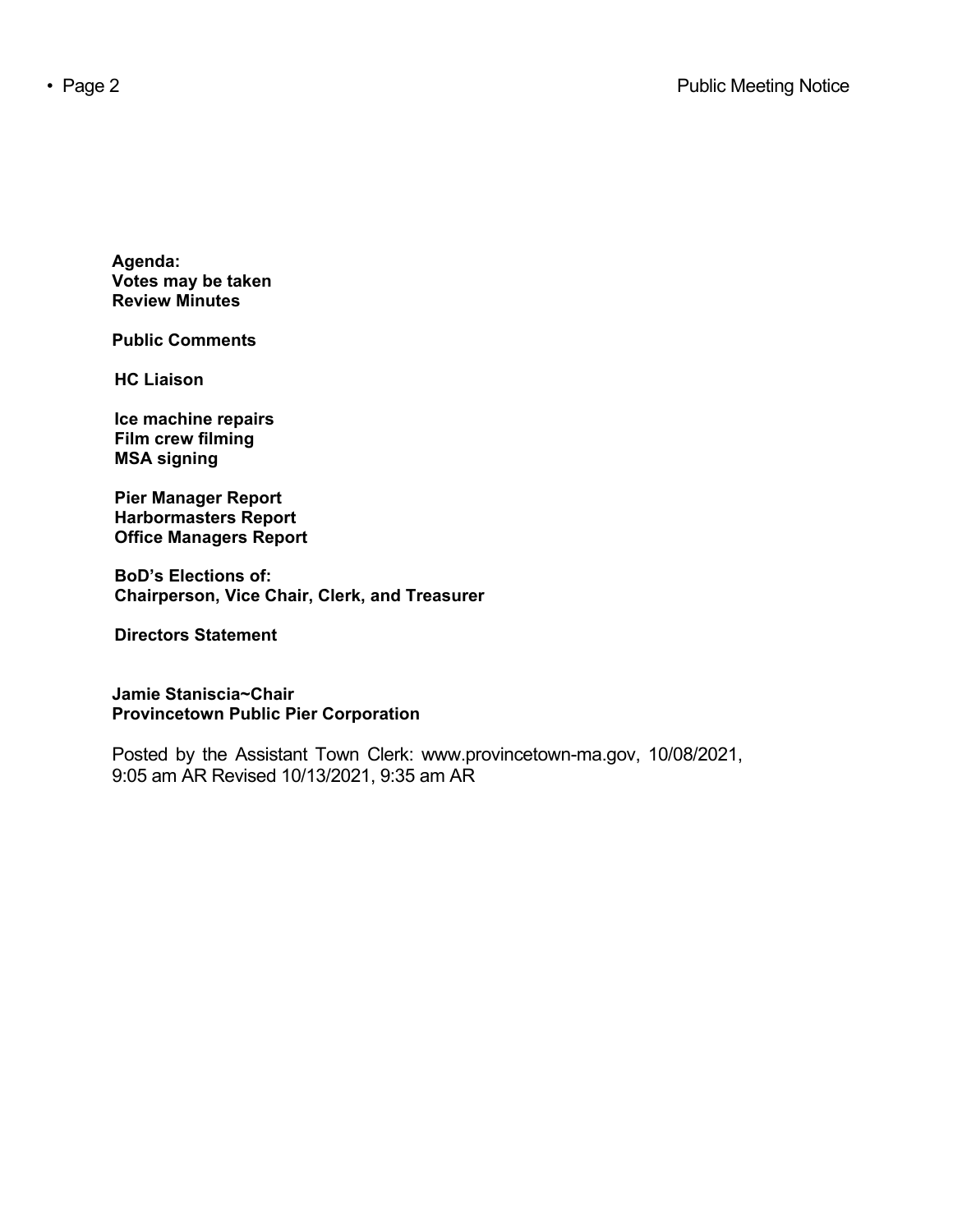**Agenda:**
**Votes may be taken**
**Review Minutes**

**Public Comments**

**HC Liaison**

**Ice machine repairs**
**Film crew filming**
**MSA signing**

**Pier Manager Report**
**Harbormasters Report**
**Office Managers Report**

**BoD's Elections of:**
**Chairperson, Vice Chair, Clerk, and Treasurer**

**Directors Statement**

**Jamie Staniscia~Chair**
**Provincetown Public Pier Corporation**

Posted by the Assistant Town Clerk: www.provincetown-ma.gov, 10/08/2021, 9:05 am AR Revised 10/13/2021, 9:35 am AR